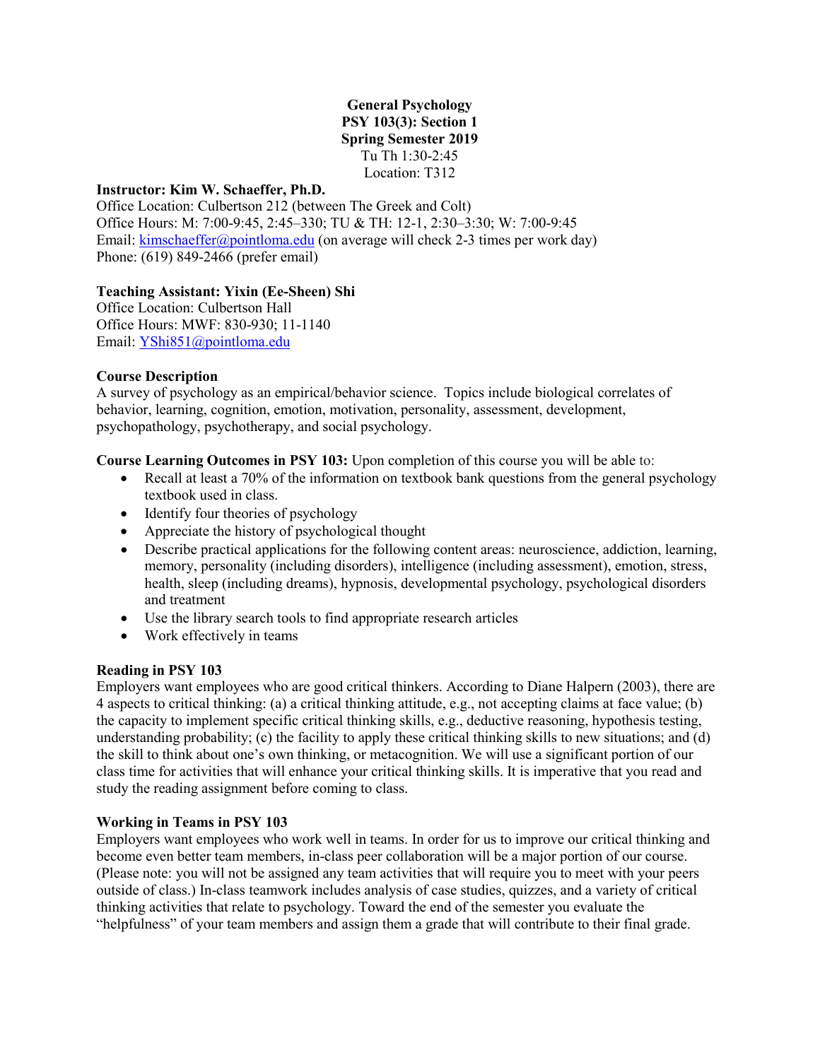**General Psychology**
**PSY 103(3): Section 1**
**Spring Semester 2019**
Tu Th 1:30-2:45
Location: T312

**Instructor: Kim W. Schaeffer, Ph.D.**
Office Location: Culbertson 212 (between The Greek and Colt)
Office Hours: M: 7:00-9:45, 2:45–330; TU & TH: 12-1, 2:30–3:30; W: 7:00-9:45
Email: kimschaeffer@pointloma.edu (on average will check 2-3 times per work day)
Phone: (619) 849-2466 (prefer email)

**Teaching Assistant: Yixin (Ee-Sheen) Shi**
Office Location: Culbertson Hall
Office Hours: MWF: 830-930; 11-1140
Email: YShi851@pointloma.edu

**Course Description**
A survey of psychology as an empirical/behavior science. Topics include biological correlates of behavior, learning, cognition, emotion, motivation, personality, assessment, development, psychopathology, psychotherapy, and social psychology.

**Course Learning Outcomes in PSY 103:** Upon completion of this course you will be able to:

- Recall at least a 70% of the information on textbook bank questions from the general psychology textbook used in class.
- Identify four theories of psychology
- Appreciate the history of psychological thought
- Describe practical applications for the following content areas: neuroscience, addiction, learning, memory, personality (including disorders), intelligence (including assessment), emotion, stress, health, sleep (including dreams), hypnosis, developmental psychology, psychological disorders and treatment
- Use the library search tools to find appropriate research articles
- Work effectively in teams

**Reading in PSY 103**
Employers want employees who are good critical thinkers. According to Diane Halpern (2003), there are 4 aspects to critical thinking: (a) a critical thinking attitude, e.g., not accepting claims at face value; (b) the capacity to implement specific critical thinking skills, e.g., deductive reasoning, hypothesis testing, understanding probability; (c) the facility to apply these critical thinking skills to new situations; and (d) the skill to think about one's own thinking, or metacognition. We will use a significant portion of our class time for activities that will enhance your critical thinking skills. It is imperative that you read and study the reading assignment before coming to class.

**Working in Teams in PSY 103**
Employers want employees who work well in teams. In order for us to improve our critical thinking and become even better team members, in-class peer collaboration will be a major portion of our course. (Please note: you will not be assigned any team activities that will require you to meet with your peers outside of class.) In-class teamwork includes analysis of case studies, quizzes, and a variety of critical thinking activities that relate to psychology. Toward the end of the semester you evaluate the "helpfulness" of your team members and assign them a grade that will contribute to their final grade.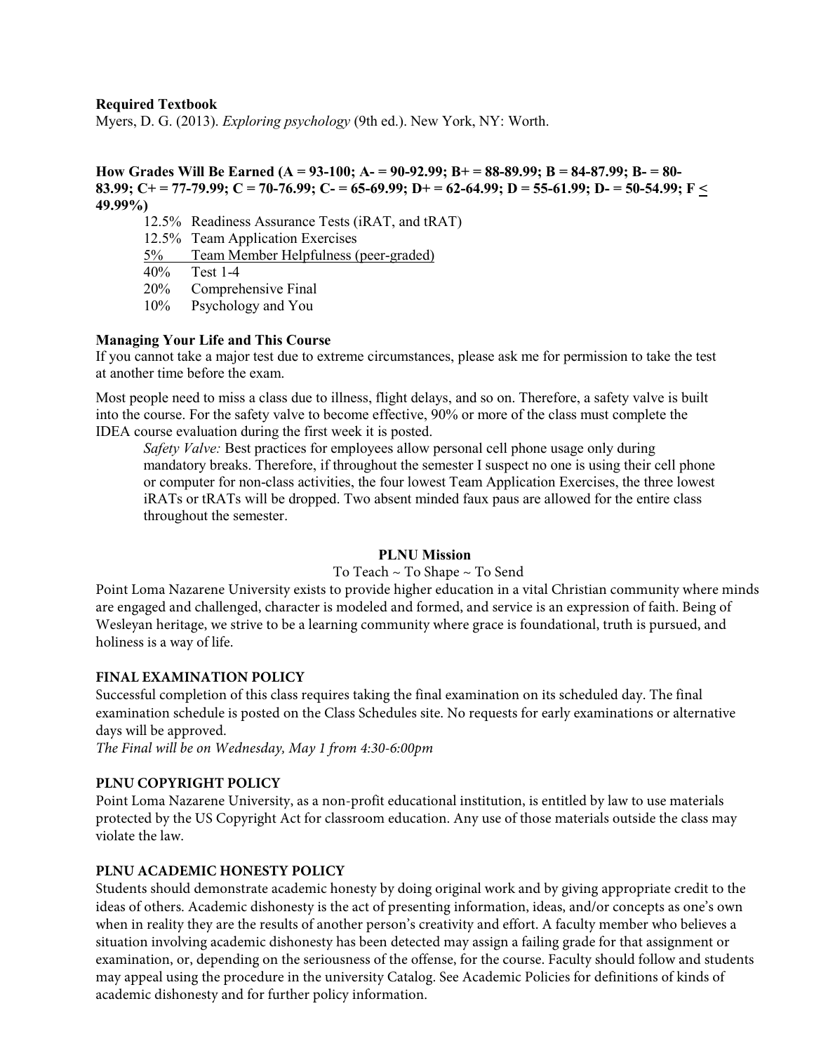**Required Textbook**
Myers, D. G. (2013). *Exploring psychology* (9th ed.). New York, NY: Worth.

**How Grades Will Be Earned (A = 93-100; A- = 90-92.99; B+ = 88-89.99; B = 84-87.99; B- = 80-83.99; C+ = 77-79.99; C = 70-76.99; C- = 65-69.99; D+ = 62-64.99; D = 55-61.99; D- = 50-54.99; F ≤ 49.99%)**

12.5% Readiness Assurance Tests (iRAT, and tRAT)
12.5% Team Application Exercises
5% Team Member Helpfulness (peer-graded)
40% Test 1-4
20% Comprehensive Final
10% Psychology and You

**Managing Your Life and This Course**

If you cannot take a major test due to extreme circumstances, please ask me for permission to take the test at another time before the exam.

Most people need to miss a class due to illness, flight delays, and so on. Therefore, a safety valve is built into the course. For the safety valve to become effective, 90% or more of the class must complete the IDEA course evaluation during the first week it is posted.

> *Safety Valve:* Best practices for employees allow personal cell phone usage only during mandatory breaks. Therefore, if throughout the semester I suspect no one is using their cell phone or computer for non-class activities, the four lowest Team Application Exercises, the three lowest iRATs or tRATs will be dropped. Two absent minded faux paus are allowed for the entire class throughout the semester.

## PLNU Mission

To Teach ~ To Shape ~ To Send

Point Loma Nazarene University exists to provide higher education in a vital Christian community where minds are engaged and challenged, character is modeled and formed, and service is an expression of faith. Being of Wesleyan heritage, we strive to be a learning community where grace is foundational, truth is pursued, and holiness is a way of life.

### FINAL EXAMINATION POLICY

Successful completion of this class requires taking the final examination on its scheduled day. The final examination schedule is posted on the Class Schedules site. No requests for early examinations or alternative days will be approved.

*The Final will be on Wednesday, May 1 from 4:30-6:00pm*

### PLNU COPYRIGHT POLICY

Point Loma Nazarene University, as a non-profit educational institution, is entitled by law to use materials protected by the US Copyright Act for classroom education. Any use of those materials outside the class may violate the law.

### PLNU ACADEMIC HONESTY POLICY

Students should demonstrate academic honesty by doing original work and by giving appropriate credit to the ideas of others. Academic dishonesty is the act of presenting information, ideas, and/or concepts as one's own when in reality they are the results of another person's creativity and effort. A faculty member who believes a situation involving academic dishonesty has been detected may assign a failing grade for that assignment or examination, or, depending on the seriousness of the offense, for the course. Faculty should follow and students may appeal using the procedure in the university Catalog. See Academic Policies for definitions of kinds of academic dishonesty and for further policy information.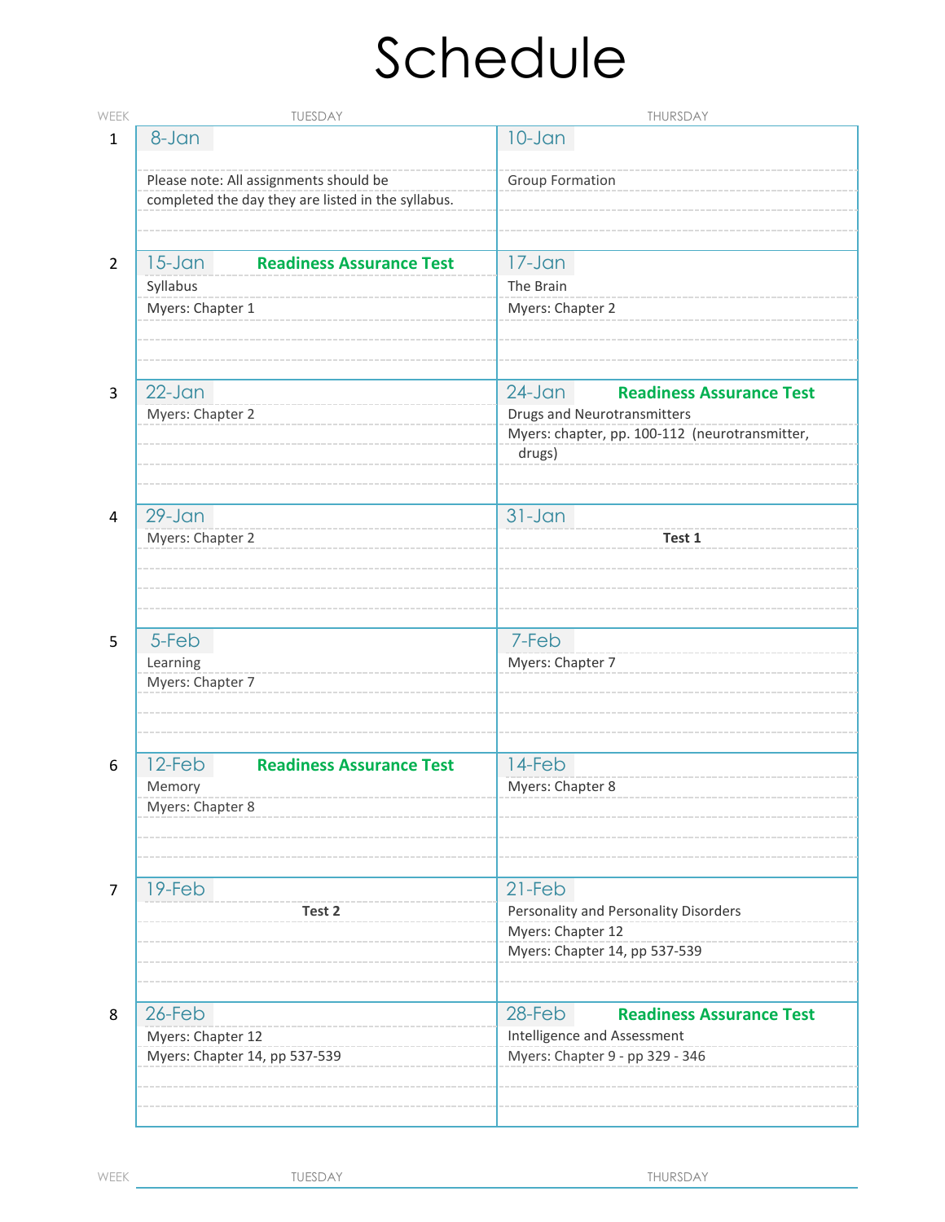# Schedule

| WEEK | TUESDAY | THURSDAY |
|---|---|---|
| 1 | **8-Jan**<br>Please note: All assignments should be completed the day they are listed in the syllabus. | **10-Jan**<br>Group Formation |
| 2 | **15-Jan** **Readiness Assurance Test**<br>Syllabus<br>Myers: Chapter 1 | **17-Jan**<br>The Brain<br>Myers: Chapter 2 |
| 3 | **22-Jan**<br>Myers: Chapter 2 | **24-Jan** **Readiness Assurance Test**<br>Drugs and Neurotransmitters<br>Myers: chapter, pp. 100-112 (neurotransmitter, drugs) |
| 4 | **29-Jan**<br>Myers: Chapter 2 | **31-Jan**<br>**Test 1** |
| 5 | **5-Feb**<br>Learning<br>Myers: Chapter 7 | **7-Feb**<br>Myers: Chapter 7 |
| 6 | **12-Feb** **Readiness Assurance Test**<br>Memory<br>Myers: Chapter 8 | **14-Feb**<br>Myers: Chapter 8 |
| 7 | **19-Feb**<br>**Test 2** | **21-Feb**<br>Personality and Personality Disorders<br>Myers: Chapter 12<br>Myers: Chapter 14, pp 537-539 |
| 8 | **26-Feb**<br>Myers: Chapter 12<br>Myers: Chapter 14, pp 537-539 | **28-Feb** **Readiness Assurance Test**<br>Intelligence and Assessment<br>Myers: Chapter 9 - pp 329 - 346 |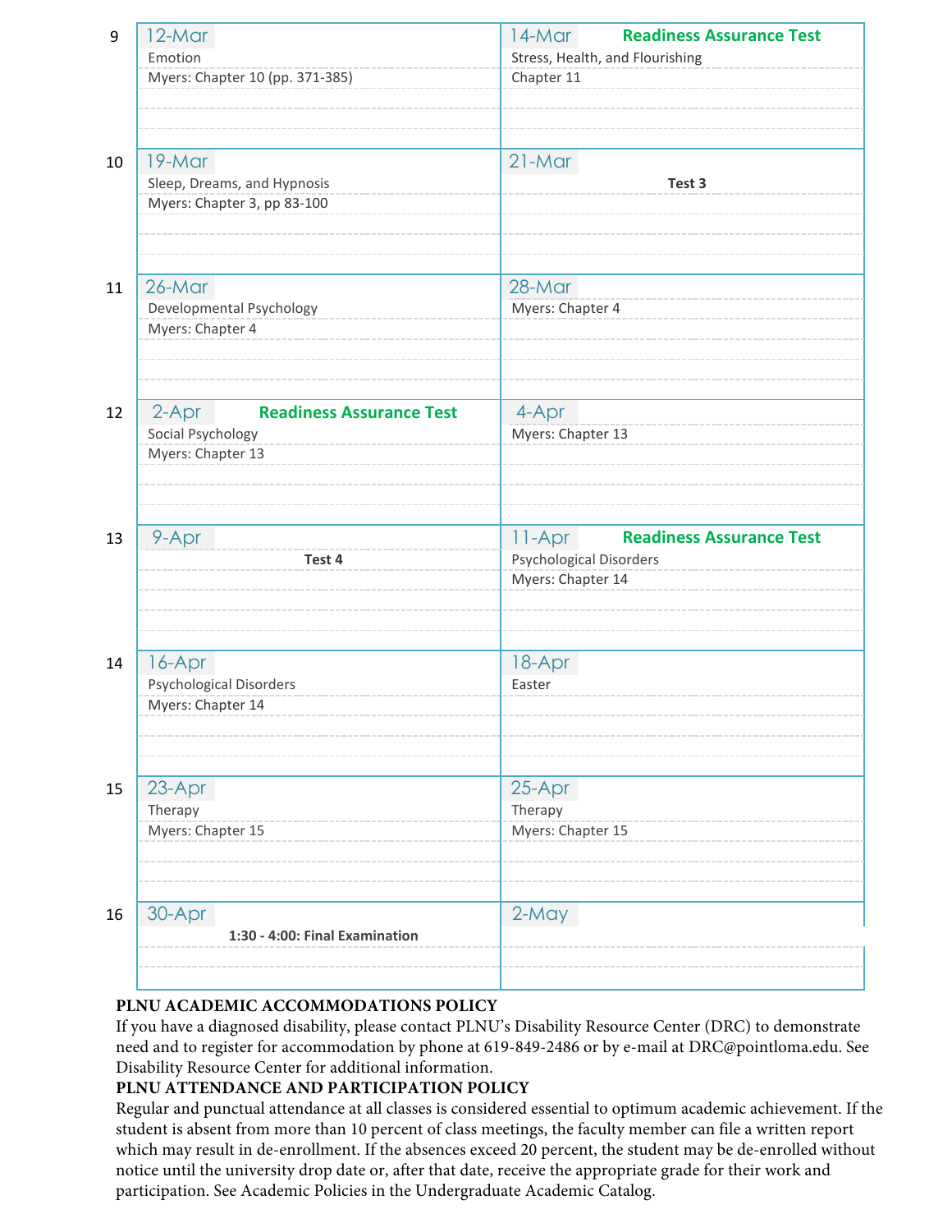| | | |
|---|---|---|
| 9 | 12-Mar<br>Emotion<br>Myers: Chapter 10 (pp. 371-385) | 14-Mar **Readiness Assurance Test**<br>Stress, Health, and Flourishing<br>Chapter 11 |
| 10 | 19-Mar<br>Sleep, Dreams, and Hypnosis<br>Myers: Chapter 3, pp 83-100 | 21-Mar<br>**Test 3** |
| 11 | 26-Mar<br>Developmental Psychology<br>Myers: Chapter 4 | 28-Mar<br>Myers: Chapter 4 |
| 12 | 2-Apr **Readiness Assurance Test**<br>Social Psychology<br>Myers: Chapter 13 | 4-Apr<br>Myers: Chapter 13 |
| 13 | 9-Apr<br>**Test 4** | 11-Apr **Readiness Assurance Test**<br>Psychological Disorders<br>Myers: Chapter 14 |
| 14 | 16-Apr<br>Psychological Disorders<br>Myers: Chapter 14 | 18-Apr<br>Easter |
| 15 | 23-Apr<br>Therapy<br>Myers: Chapter 15 | 25-Apr<br>Therapy<br>Myers: Chapter 15 |
| 16 | 30-Apr<br>**1:30 - 4:00: Final Examination** | 2-May |

**PLNU ACADEMIC ACCOMMODATIONS POLICY**

If you have a diagnosed disability, please contact PLNU's Disability Resource Center (DRC) to demonstrate need and to register for accommodation by phone at 619-849-2486 or by e-mail at DRC@pointloma.edu. See Disability Resource Center for additional information.

**PLNU ATTENDANCE AND PARTICIPATION POLICY**

Regular and punctual attendance at all classes is considered essential to optimum academic achievement. If the student is absent from more than 10 percent of class meetings, the faculty member can file a written report which may result in de-enrollment. If the absences exceed 20 percent, the student may be de-enrolled without notice until the university drop date or, after that date, receive the appropriate grade for their work and participation. See Academic Policies in the Undergraduate Academic Catalog.